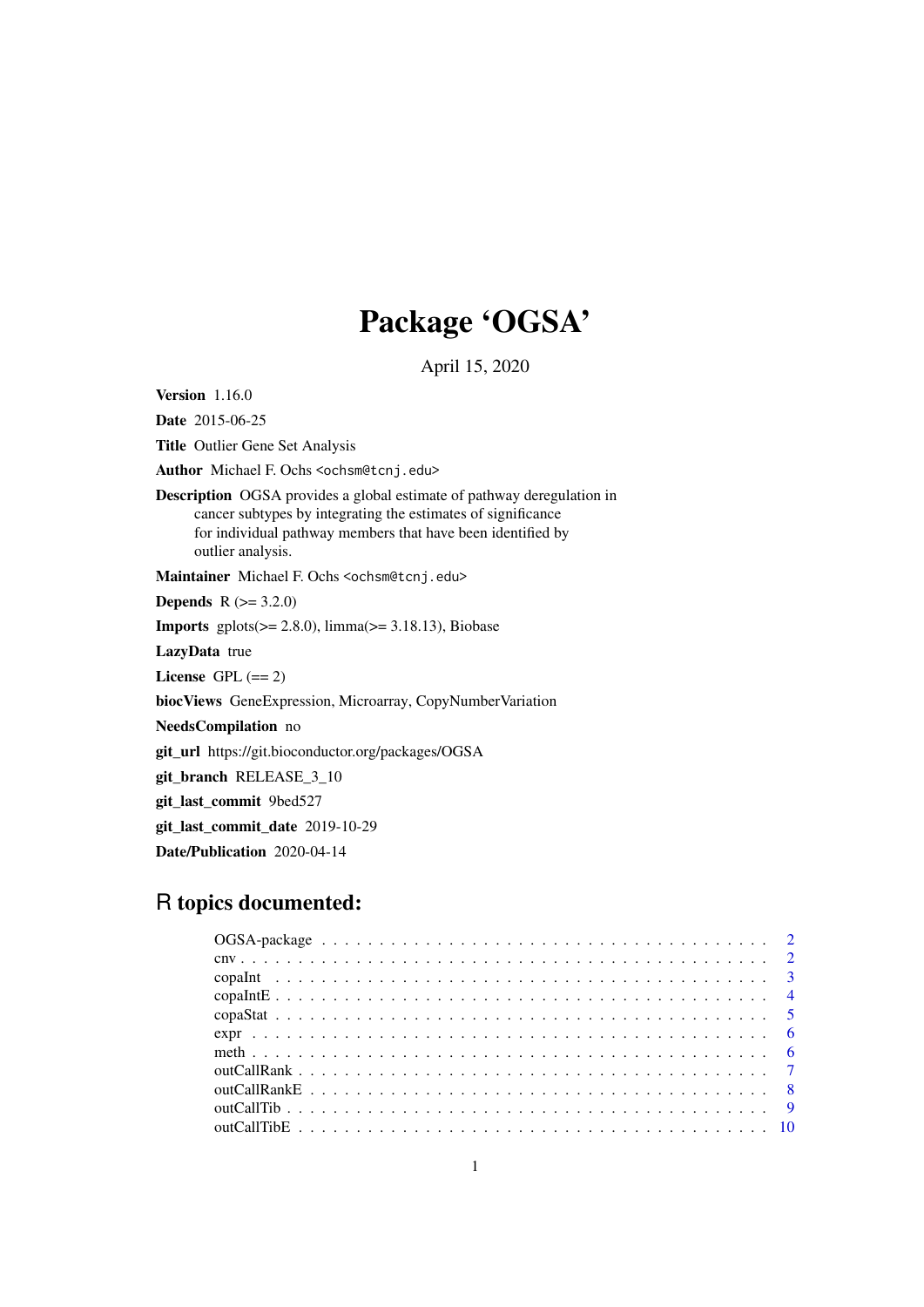# Package 'OGSA'

April 15, 2020

**Version** 1.16.0

**Date** 2015-06-25

**Title** Outlier Gene Set Analysis

**Author** Michael F. Ochs <ochsm@tcnj.edu>

**Description** OGSA provides a global estimate of pathway deregulation in cancer subtypes by integrating the estimates of significance for individual pathway members that have been identified by outlier analysis.

**Maintainer** Michael F. Ochs <ochsm@tcnj.edu>

**Depends** R (>= 3.2.0)

**Imports** gplots(>= 2.8.0), limma(>= 3.18.13), Biobase

**LazyData** true

**License** GPL (== 2)

**biocViews** GeneExpression, Microarray, CopyNumberVariation

**NeedsCompilation** no

**git_url** https://git.bioconductor.org/packages/OGSA

**git_branch** RELEASE_3_10

**git_last_commit** 9bed527

**git_last_commit_date** 2019-10-29

**Date/Publication** 2020-04-14

## R topics documented:

| | |
|---|---|
| OGSA-package | 2 |
| cnv | 2 |
| copaInt | 3 |
| copaIntE | 4 |
| copaStat | 5 |
| expr | 6 |
| meth | 6 |
| outCallRank | 7 |
| outCallRankE | 8 |
| outCallTib | 9 |
| outCallTibE | 10 |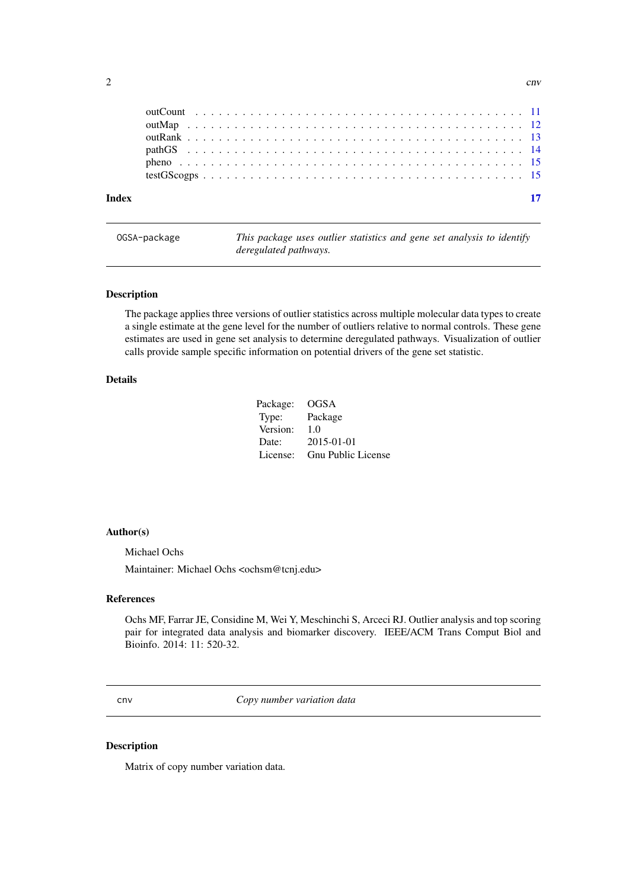outCount . . . . . . . . . . . . . . . . . . . . . . . . . . . . . . . . . . . . . . . . 11
outMap . . . . . . . . . . . . . . . . . . . . . . . . . . . . . . . . . . . . . . . . 12
outRank . . . . . . . . . . . . . . . . . . . . . . . . . . . . . . . . . . . . . . . . 13
pathGS . . . . . . . . . . . . . . . . . . . . . . . . . . . . . . . . . . . . . . . . 14
pheno . . . . . . . . . . . . . . . . . . . . . . . . . . . . . . . . . . . . . . . . 15
testGScogps . . . . . . . . . . . . . . . . . . . . . . . . . . . . . . . . . . . . . . . . 15

**Index** **17**

---

## OGSA-package — *This package uses outlier statistics and gene set analysis to identify deregulated pathways.*

### Description

The package applies three versions of outlier statistics across multiple molecular data types to create a single estimate at the gene level for the number of outliers relative to normal controls. These gene estimates are used in gene set analysis to determine deregulated pathways. Visualization of outlier calls provide sample specific information on potential drivers of the gene set statistic.

### Details

| | |
|---|---|
| Package: | OGSA |
| Type: | Package |
| Version: | 1.0 |
| Date: | 2015-01-01 |
| License: | Gnu Public License |

### Author(s)

Michael Ochs

Maintainer: Michael Ochs <ochsm@tcnj.edu>

### References

Ochs MF, Farrar JE, Considine M, Wei Y, Meschinchi S, Arceci RJ. Outlier analysis and top scoring pair for integrated data analysis and biomarker discovery. IEEE/ACM Trans Comput Biol and Bioinfo. 2014: 11: 520-32.

---

## cnv — *Copy number variation data*

### Description

Matrix of copy number variation data.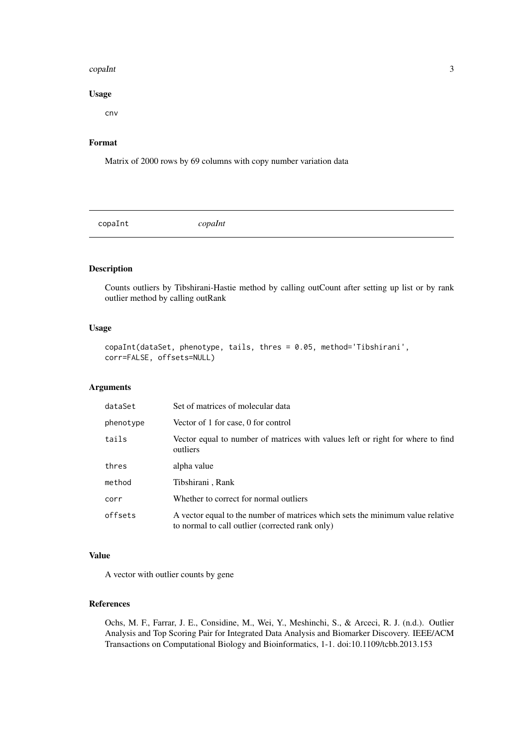### Usage

```
cnv
```

### Format

Matrix of 2000 rows by 69 columns with copy number variation data

## copaInt *copaInt*

### Description

Counts outliers by Tibshirani-Hastie method by calling outCount after setting up list or by rank outlier method by calling outRank

### Usage

```
copaInt(dataSet, phenotype, tails, thres = 0.05, method='Tibshirani',
corr=FALSE, offsets=NULL)
```

### Arguments

| | |
|---|---|
| dataSet | Set of matrices of molecular data |
| phenotype | Vector of 1 for case, 0 for control |
| tails | Vector equal to number of matrices with values left or right for where to find outliers |
| thres | alpha value |
| method | Tibshirani , Rank |
| corr | Whether to correct for normal outliers |
| offsets | A vector equal to the number of matrices which sets the minimum value relative to normal to call outlier (corrected rank only) |

### Value

A vector with outlier counts by gene

### References

Ochs, M. F., Farrar, J. E., Considine, M., Wei, Y., Meshinchi, S., & Arceci, R. J. (n.d.). Outlier Analysis and Top Scoring Pair for Integrated Data Analysis and Biomarker Discovery. IEEE/ACM Transactions on Computational Biology and Bioinformatics, 1-1. doi:10.1109/tcbb.2013.153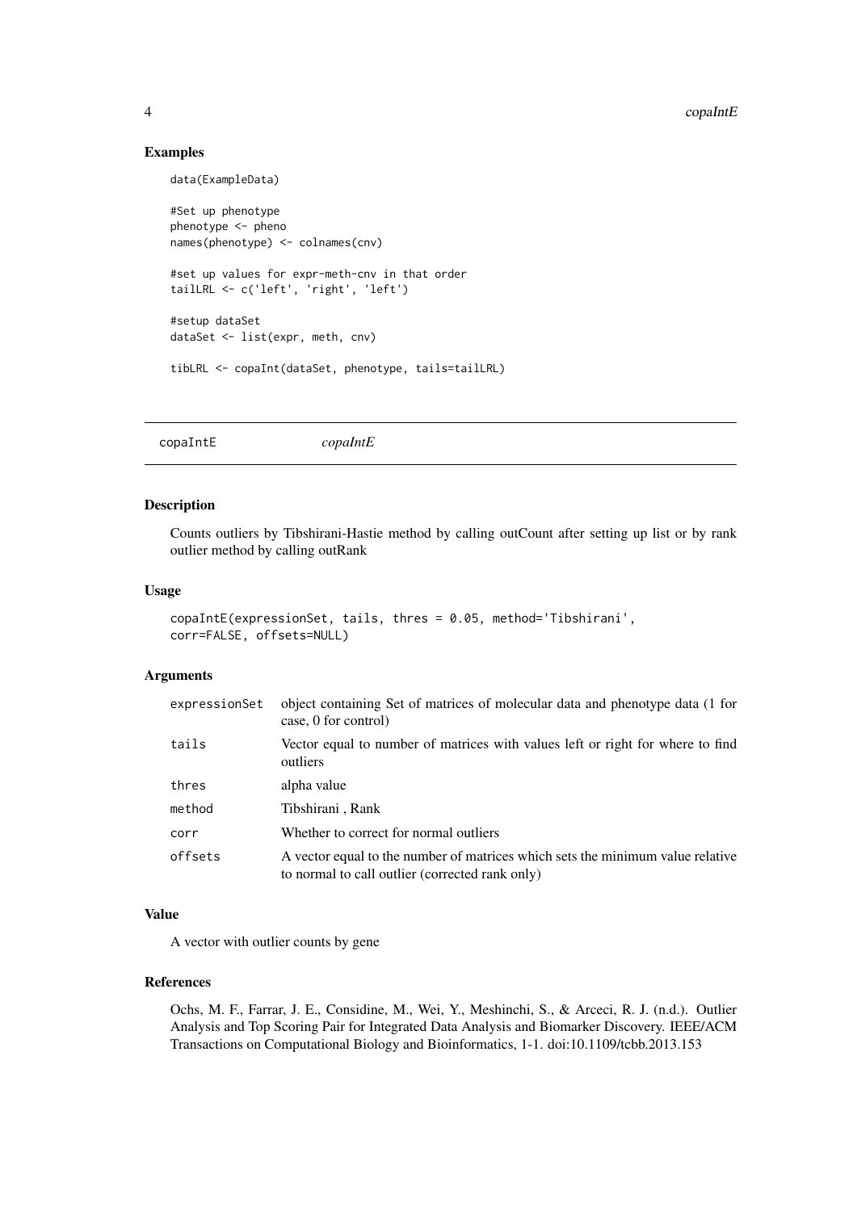### Examples

```
data(ExampleData)

#Set up phenotype
phenotype <- pheno
names(phenotype) <- colnames(cnv)

#set up values for expr-meth-cnv in that order
tailLRL <- c('left', 'right', 'left')

#setup dataSet
dataSet <- list(expr, meth, cnv)

tibLRL <- copaInt(dataSet, phenotype, tails=tailLRL)
```

---

## copaIntE &nbsp;&nbsp;&nbsp;&nbsp; *copaIntE*

---

### Description

Counts outliers by Tibshirani-Hastie method by calling outCount after setting up list or by rank outlier method by calling outRank

### Usage

```
copaIntE(expressionSet, tails, thres = 0.05, method='Tibshirani',
corr=FALSE, offsets=NULL)
```

### Arguments

| | |
|---|---|
| expressionSet | object containing Set of matrices of molecular data and phenotype data (1 for case, 0 for control) |
| tails | Vector equal to number of matrices with values left or right for where to find outliers |
| thres | alpha value |
| method | Tibshirani , Rank |
| corr | Whether to correct for normal outliers |
| offsets | A vector equal to the number of matrices which sets the minimum value relative to normal to call outlier (corrected rank only) |

### Value

A vector with outlier counts by gene

### References

Ochs, M. F., Farrar, J. E., Considine, M., Wei, Y., Meshinchi, S., & Arceci, R. J. (n.d.). Outlier Analysis and Top Scoring Pair for Integrated Data Analysis and Biomarker Discovery. IEEE/ACM Transactions on Computational Biology and Bioinformatics, 1-1. doi:10.1109/tcbb.2013.153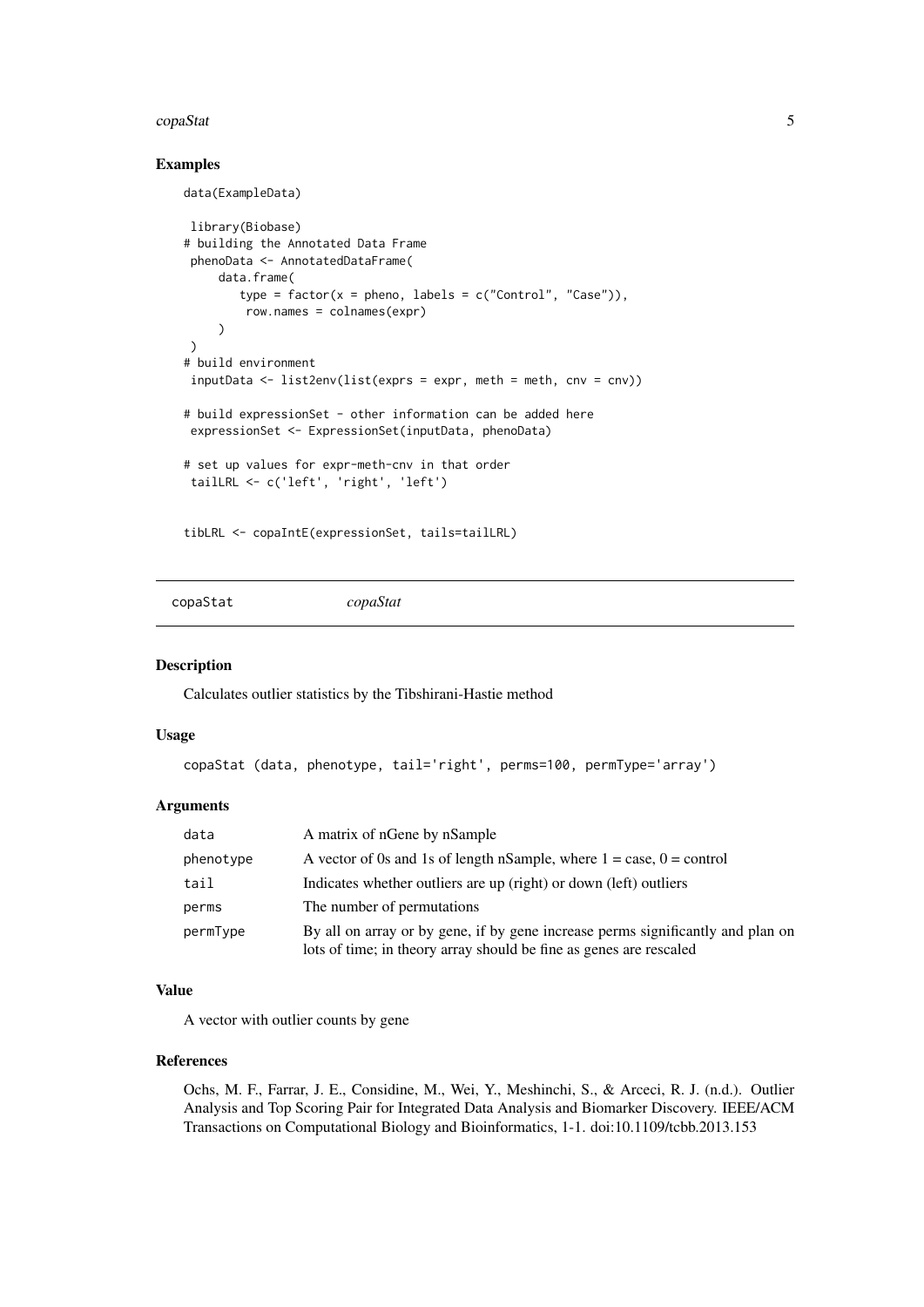### Examples

```
data(ExampleData)

 library(Biobase)
# building the Annotated Data Frame
 phenoData <- AnnotatedDataFrame(
     data.frame(
        type = factor(x = pheno, labels = c("Control", "Case")),
         row.names = colnames(expr)
     )
 )
# build environment
 inputData <- list2env(list(exprs = expr, meth = meth, cnv = cnv))

# build expressionSet - other information can be added here
 expressionSet <- ExpressionSet(inputData, phenoData)

# set up values for expr-meth-cnv in that order
 tailLRL <- c('left', 'right', 'left')


tibLRL <- copaIntE(expressionSet, tails=tailLRL)
```

---

## copaStat &nbsp;&nbsp;&nbsp;&nbsp; *copaStat*

### Description

Calculates outlier statistics by the Tibshirani-Hastie method

### Usage

```
copaStat (data, phenotype, tail='right', perms=100, permType='array')
```

### Arguments

| | |
|---|---|
| `data` | A matrix of nGene by nSample |
| `phenotype` | A vector of 0s and 1s of length nSample, where 1 = case, 0 = control |
| `tail` | Indicates whether outliers are up (right) or down (left) outliers |
| `perms` | The number of permutations |
| `permType` | By all on array or by gene, if by gene increase perms significantly and plan on lots of time; in theory array should be fine as genes are rescaled |

### Value

A vector with outlier counts by gene

### References

Ochs, M. F., Farrar, J. E., Considine, M., Wei, Y., Meshinchi, S., & Arceci, R. J. (n.d.). Outlier Analysis and Top Scoring Pair for Integrated Data Analysis and Biomarker Discovery. IEEE/ACM Transactions on Computational Biology and Bioinformatics, 1-1. doi:10.1109/tcbb.2013.153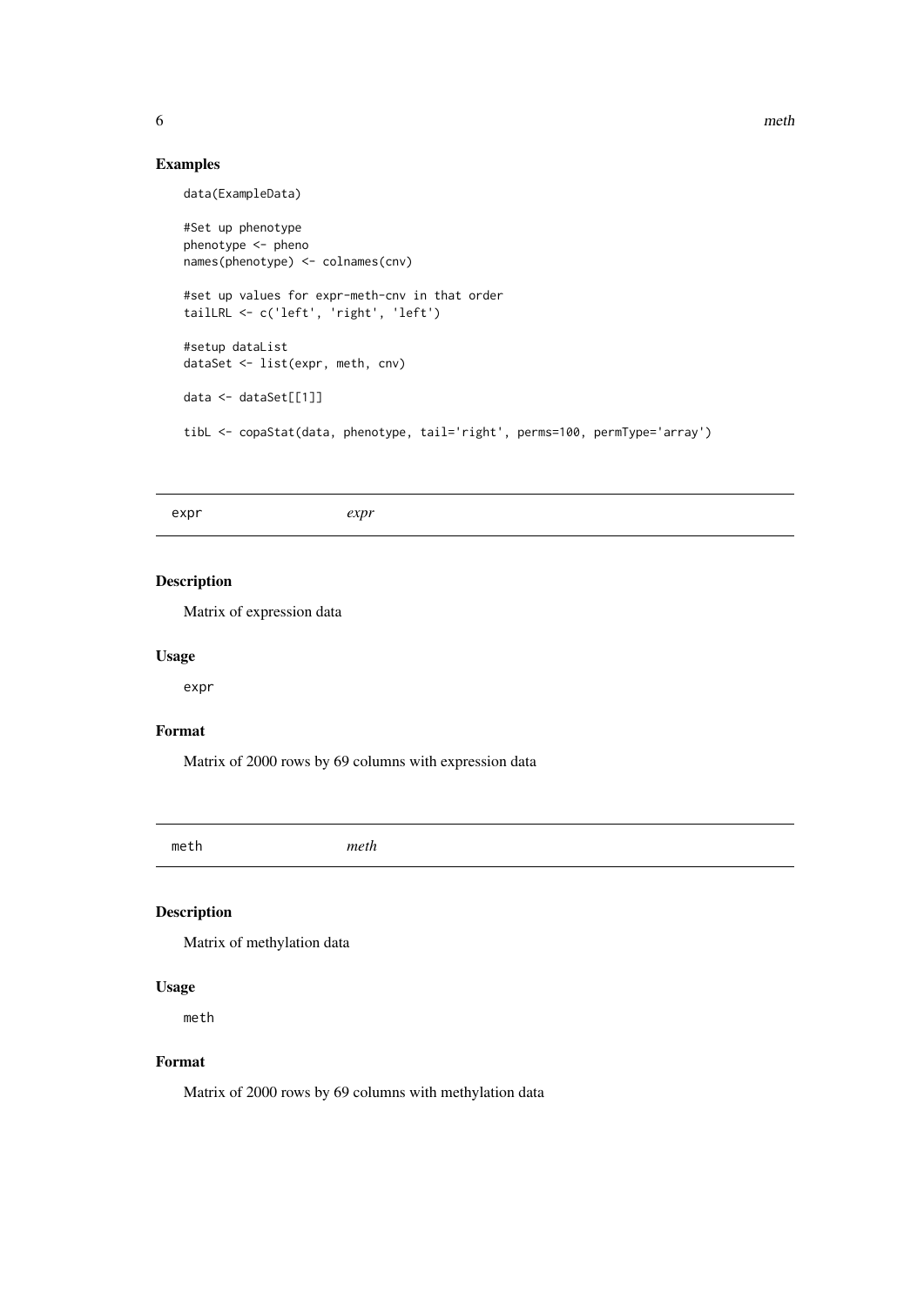### Examples

```
data(ExampleData)

#Set up phenotype
phenotype <- pheno
names(phenotype) <- colnames(cnv)

#set up values for expr-meth-cnv in that order
tailLRL <- c('left', 'right', 'left')

#setup dataList
dataSet <- list(expr, meth, cnv)

data <- dataSet[[1]]

tibL <- copaStat(data, phenotype, tail='right', perms=100, permType='array')
```

---

## expr *expr*

---

### Description

Matrix of expression data

### Usage

```
expr
```

### Format

Matrix of 2000 rows by 69 columns with expression data

---

## meth *meth*

---

### Description

Matrix of methylation data

### Usage

```
meth
```

### Format

Matrix of 2000 rows by 69 columns with methylation data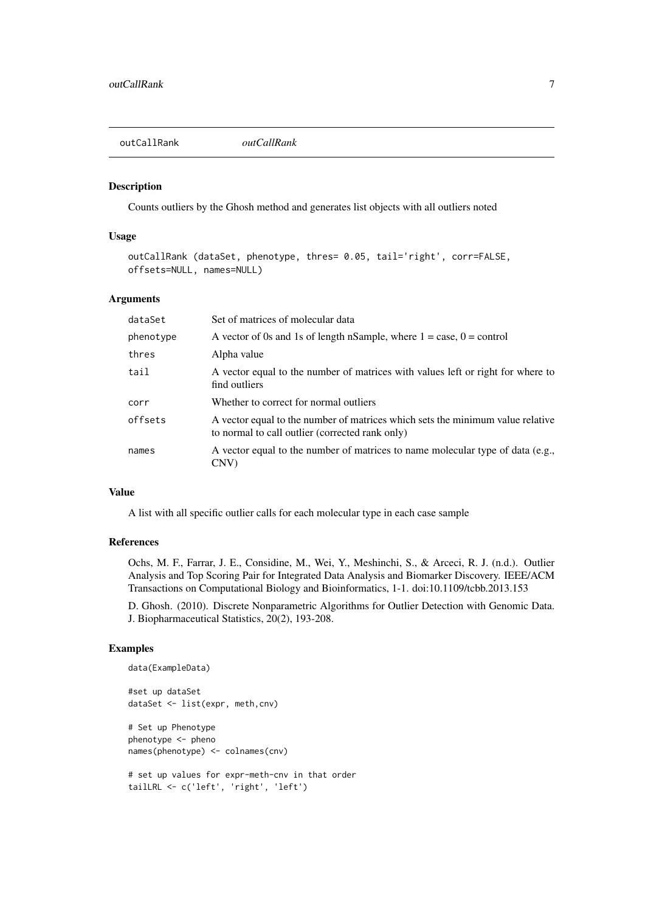## outCallRank *outCallRank*

### Description

Counts outliers by the Ghosh method and generates list objects with all outliers noted

### Usage

```
outCallRank (dataSet, phenotype, thres= 0.05, tail='right', corr=FALSE,
offsets=NULL, names=NULL)
```

### Arguments

| | |
|---|---|
| dataSet | Set of matrices of molecular data |
| phenotype | A vector of 0s and 1s of length nSample, where 1 = case, 0 = control |
| thres | Alpha value |
| tail | A vector equal to the number of matrices with values left or right for where to find outliers |
| corr | Whether to correct for normal outliers |
| offsets | A vector equal to the number of matrices which sets the minimum value relative to normal to call outlier (corrected rank only) |
| names | A vector equal to the number of matrices to name molecular type of data (e.g., CNV) |

### Value

A list with all specific outlier calls for each molecular type in each case sample

### References

Ochs, M. F., Farrar, J. E., Considine, M., Wei, Y., Meshinchi, S., & Arceci, R. J. (n.d.). Outlier Analysis and Top Scoring Pair for Integrated Data Analysis and Biomarker Discovery. IEEE/ACM Transactions on Computational Biology and Bioinformatics, 1-1. doi:10.1109/tcbb.2013.153

D. Ghosh. (2010). Discrete Nonparametric Algorithms for Outlier Detection with Genomic Data. J. Biopharmaceutical Statistics, 20(2), 193-208.

### Examples

```
data(ExampleData)

#set up dataSet
dataSet <- list(expr, meth,cnv)

# Set up Phenotype
phenotype <- pheno
names(phenotype) <- colnames(cnv)

# set up values for expr-meth-cnv in that order
tailLRL <- c('left', 'right', 'left')
```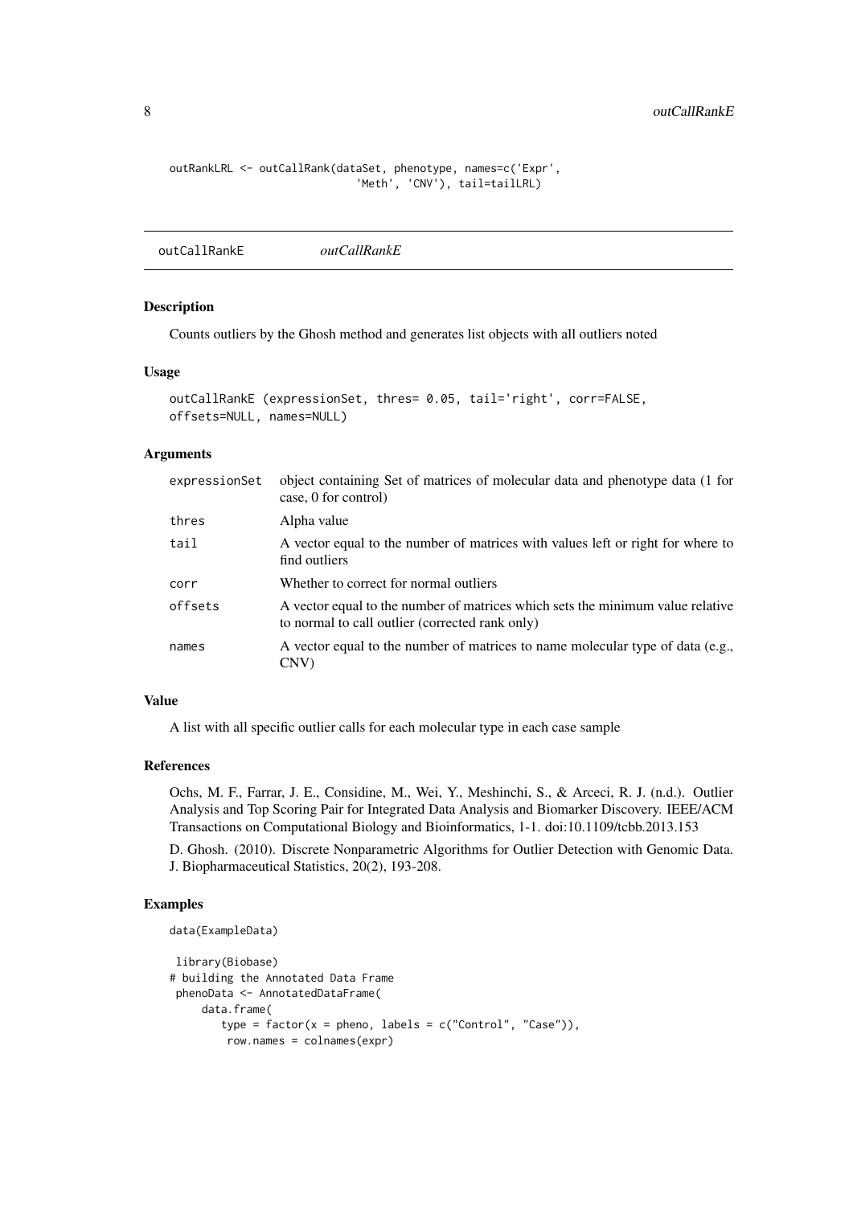```
outRankLRL <- outCallRank(dataSet, phenotype, names=c('Expr',
                          'Meth', 'CNV'), tail=tailLRL)
```

## outCallRankE *outCallRankE*

### Description

Counts outliers by the Ghosh method and generates list objects with all outliers noted

### Usage

```
outCallRankE (expressionSet, thres= 0.05, tail='right', corr=FALSE,
offsets=NULL, names=NULL)
```

### Arguments

| | |
|---|---|
| expressionSet | object containing Set of matrices of molecular data and phenotype data (1 for case, 0 for control) |
| thres | Alpha value |
| tail | A vector equal to the number of matrices with values left or right for where to find outliers |
| corr | Whether to correct for normal outliers |
| offsets | A vector equal to the number of matrices which sets the minimum value relative to normal to call outlier (corrected rank only) |
| names | A vector equal to the number of matrices to name molecular type of data (e.g., CNV) |

### Value

A list with all specific outlier calls for each molecular type in each case sample

### References

Ochs, M. F., Farrar, J. E., Considine, M., Wei, Y., Meshinchi, S., & Arceci, R. J. (n.d.). Outlier Analysis and Top Scoring Pair for Integrated Data Analysis and Biomarker Discovery. IEEE/ACM Transactions on Computational Biology and Bioinformatics, 1-1. doi:10.1109/tcbb.2013.153

D. Ghosh. (2010). Discrete Nonparametric Algorithms for Outlier Detection with Genomic Data. J. Biopharmaceutical Statistics, 20(2), 193-208.

### Examples

```
data(ExampleData)

 library(Biobase)
# building the Annotated Data Frame
 phenoData <- AnnotatedDataFrame(
     data.frame(
        type = factor(x = pheno, labels = c("Control", "Case")),
         row.names = colnames(expr)
```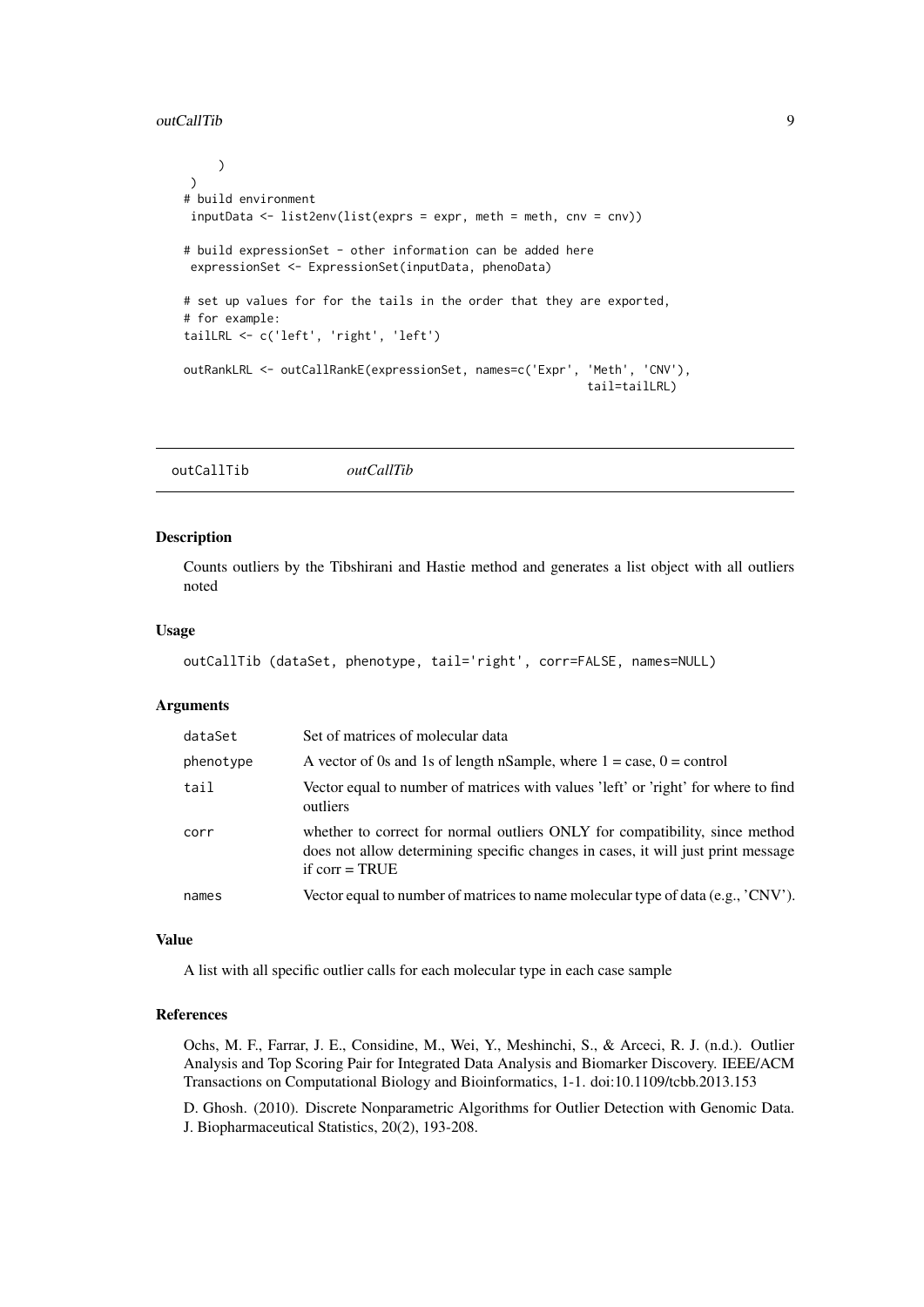```
      )
 )
# build environment
 inputData <- list2env(list(exprs = expr, meth = meth, cnv = cnv))

# build expressionSet - other information can be added here
 expressionSet <- ExpressionSet(inputData, phenoData)

# set up values for for the tails in the order that they are exported,
# for example:
tailLRL <- c('left', 'right', 'left')

outRankLRL <- outCallRankE(expressionSet, names=c('Expr', 'Meth', 'CNV'),
                                                              tail=tailLRL)
```

## outCallTib — *outCallTib*

### Description

Counts outliers by the Tibshirani and Hastie method and generates a list object with all outliers noted

### Usage

```
outCallTib (dataSet, phenotype, tail='right', corr=FALSE, names=NULL)
```

### Arguments

| | |
|---|---|
| `dataSet` | Set of matrices of molecular data |
| `phenotype` | A vector of 0s and 1s of length nSample, where 1 = case, 0 = control |
| `tail` | Vector equal to number of matrices with values 'left' or 'right' for where to find outliers |
| `corr` | whether to correct for normal outliers ONLY for compatibility, since method does not allow determining specific changes in cases, it will just print message if corr = TRUE |
| `names` | Vector equal to number of matrices to name molecular type of data (e.g., 'CNV'). |

### Value

A list with all specific outlier calls for each molecular type in each case sample

### References

Ochs, M. F., Farrar, J. E., Considine, M., Wei, Y., Meshinchi, S., & Arceci, R. J. (n.d.). Outlier Analysis and Top Scoring Pair for Integrated Data Analysis and Biomarker Discovery. IEEE/ACM Transactions on Computational Biology and Bioinformatics, 1-1. doi:10.1109/tcbb.2013.153

D. Ghosh. (2010). Discrete Nonparametric Algorithms for Outlier Detection with Genomic Data. J. Biopharmaceutical Statistics, 20(2), 193-208.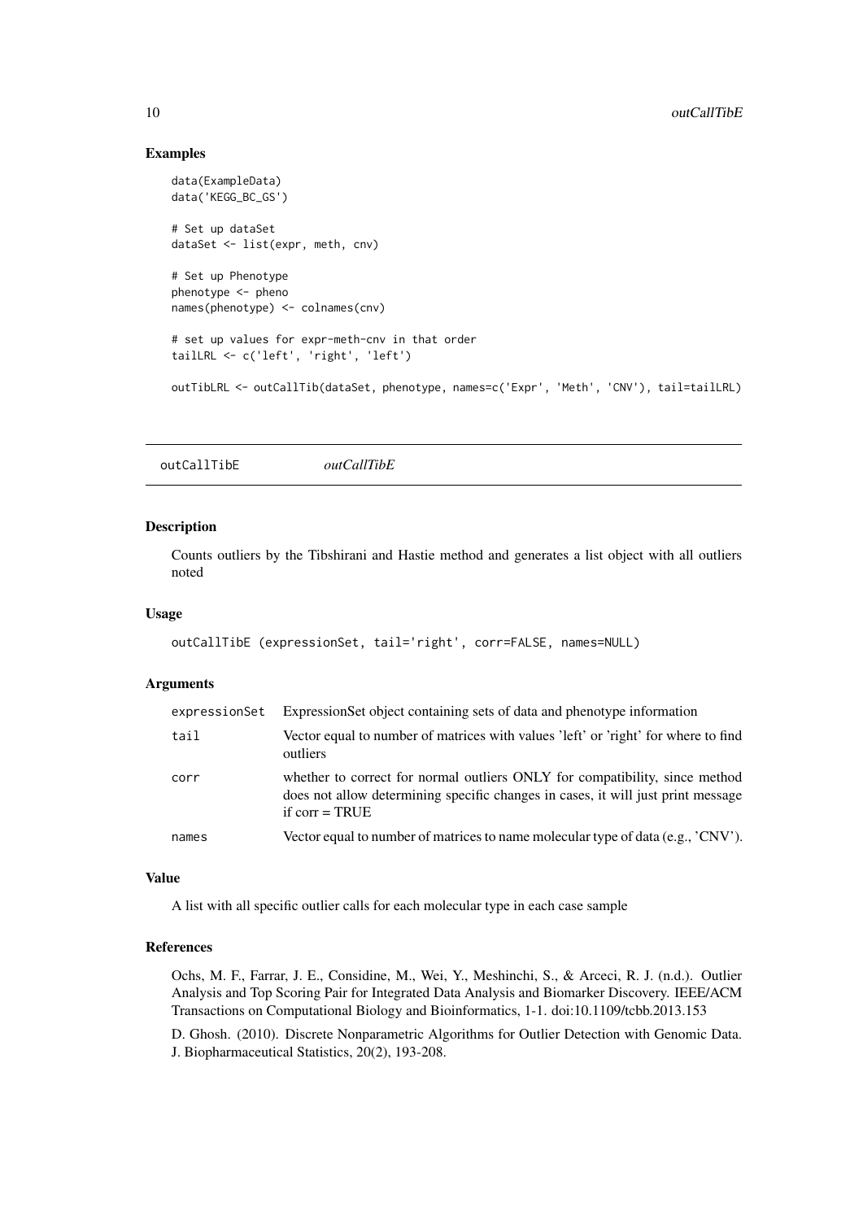## Examples

```
data(ExampleData)
data('KEGG_BC_GS')

# Set up dataSet
dataSet <- list(expr, meth, cnv)

# Set up Phenotype
phenotype <- pheno
names(phenotype) <- colnames(cnv)

# set up values for expr-meth-cnv in that order
tailLRL <- c('left', 'right', 'left')

outTibLRL <- outCallTib(dataSet, phenotype, names=c('Expr', 'Meth', 'CNV'), tail=tailLRL)
```

---

# outCallTibE *outCallTibE*

## Description

Counts outliers by the Tibshirani and Hastie method and generates a list object with all outliers noted

## Usage

```
outCallTibE (expressionSet, tail='right', corr=FALSE, names=NULL)
```

## Arguments

| | |
|---|---|
| `expressionSet` | ExpressionSet object containing sets of data and phenotype information |
| `tail` | Vector equal to number of matrices with values 'left' or 'right' for where to find outliers |
| `corr` | whether to correct for normal outliers ONLY for compatibility, since method does not allow determining specific changes in cases, it will just print message if corr = TRUE |
| `names` | Vector equal to number of matrices to name molecular type of data (e.g., 'CNV'). |

## Value

A list with all specific outlier calls for each molecular type in each case sample

## References

Ochs, M. F., Farrar, J. E., Considine, M., Wei, Y., Meshinchi, S., & Arceci, R. J. (n.d.). Outlier Analysis and Top Scoring Pair for Integrated Data Analysis and Biomarker Discovery. IEEE/ACM Transactions on Computational Biology and Bioinformatics, 1-1. doi:10.1109/tcbb.2013.153

D. Ghosh. (2010). Discrete Nonparametric Algorithms for Outlier Detection with Genomic Data. J. Biopharmaceutical Statistics, 20(2), 193-208.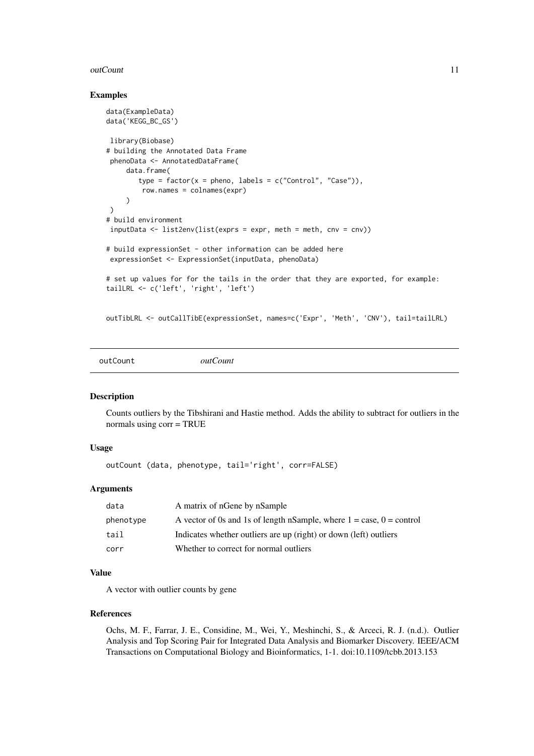### Examples

```
data(ExampleData)
data('KEGG_BC_GS')

 library(Biobase)
# building the Annotated Data Frame
 phenoData <- AnnotatedDataFrame(
     data.frame(
        type = factor(x = pheno, labels = c("Control", "Case")),
         row.names = colnames(expr)
     )
 )
# build environment
 inputData <- list2env(list(exprs = expr, meth = meth, cnv = cnv))

# build expressionSet - other information can be added here
 expressionSet <- ExpressionSet(inputData, phenoData)

# set up values for for the tails in the order that they are exported, for example:
tailLRL <- c('left', 'right', 'left')


outTibLRL <- outCallTibE(expressionSet, names=c('Expr', 'Meth', 'CNV'), tail=tailLRL)
```

---

## outCount *outCount*

---

### Description

Counts outliers by the Tibshirani and Hastie method. Adds the ability to subtract for outliers in the normals using corr = TRUE

### Usage

```
outCount (data, phenotype, tail='right', corr=FALSE)
```

### Arguments

| | |
|---|---|
| data | A matrix of nGene by nSample |
| phenotype | A vector of 0s and 1s of length nSample, where 1 = case, 0 = control |
| tail | Indicates whether outliers are up (right) or down (left) outliers |
| corr | Whether to correct for normal outliers |

### Value

A vector with outlier counts by gene

### References

Ochs, M. F., Farrar, J. E., Considine, M., Wei, Y., Meshinchi, S., & Arceci, R. J. (n.d.). Outlier Analysis and Top Scoring Pair for Integrated Data Analysis and Biomarker Discovery. IEEE/ACM Transactions on Computational Biology and Bioinformatics, 1-1. doi:10.1109/tcbb.2013.153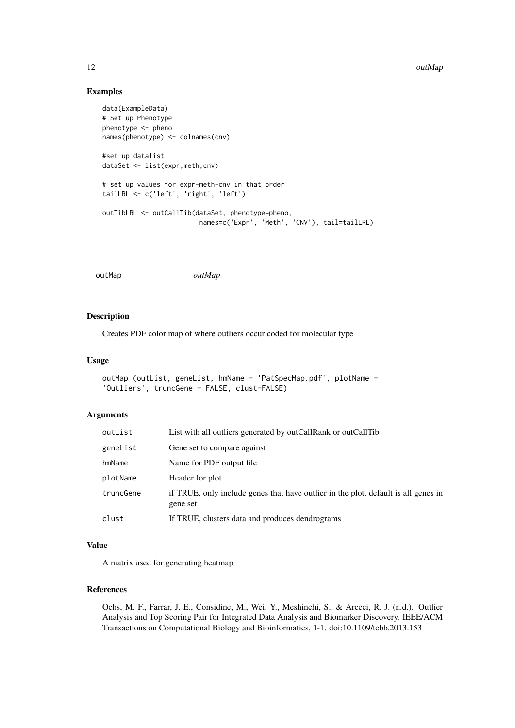### Examples

```
data(ExampleData)
# Set up Phenotype
phenotype <- pheno
names(phenotype) <- colnames(cnv)

#set up datalist
dataSet <- list(expr,meth,cnv)

# set up values for expr-meth-cnv in that order
tailLRL <- c('left', 'right', 'left')

outTibLRL <- outCallTib(dataSet, phenotype=pheno,
                        names=c('Expr', 'Meth', 'CNV'), tail=tailLRL)
```

---

## outMap *outMap*

---

### Description

Creates PDF color map of where outliers occur coded for molecular type

### Usage

```
outMap (outList, geneList, hmName = 'PatSpecMap.pdf', plotName =
'Outliers', truncGene = FALSE, clust=FALSE)
```

### Arguments

| | |
|---|---|
| outList | List with all outliers generated by outCallRank or outCallTib |
| geneList | Gene set to compare against |
| hmName | Name for PDF output file |
| plotName | Header for plot |
| truncGene | if TRUE, only include genes that have outlier in the plot, default is all genes in gene set |
| clust | If TRUE, clusters data and produces dendrograms |

### Value

A matrix used for generating heatmap

### References

Ochs, M. F., Farrar, J. E., Considine, M., Wei, Y., Meshinchi, S., & Arceci, R. J. (n.d.). Outlier Analysis and Top Scoring Pair for Integrated Data Analysis and Biomarker Discovery. IEEE/ACM Transactions on Computational Biology and Bioinformatics, 1-1. doi:10.1109/tcbb.2013.153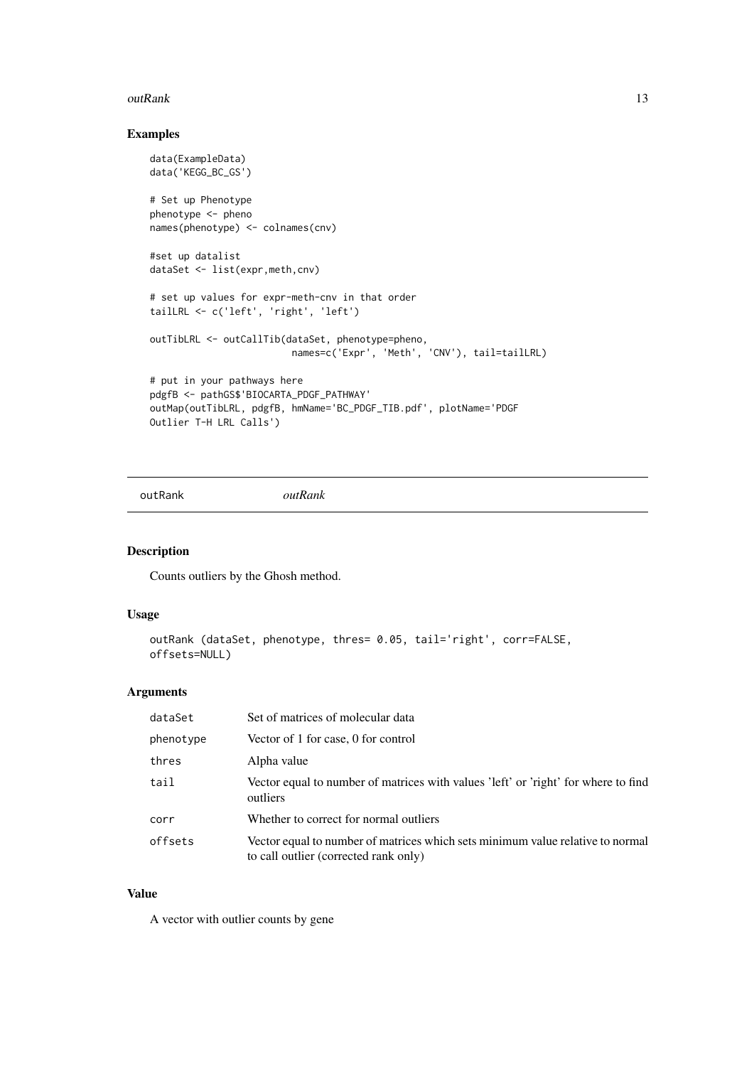### Examples

```
data(ExampleData)
data('KEGG_BC_GS')

# Set up Phenotype
phenotype <- pheno
names(phenotype) <- colnames(cnv)

#set up datalist
dataSet <- list(expr,meth,cnv)

# set up values for expr-meth-cnv in that order
tailLRL <- c('left', 'right', 'left')

outTibLRL <- outCallTib(dataSet, phenotype=pheno,
                        names=c('Expr', 'Meth', 'CNV'), tail=tailLRL)

# put in your pathways here
pdgfB <- pathGS$'BIOCARTA_PDGF_PATHWAY'
outMap(outTibLRL, pdgfB, hmName='BC_PDGF_TIB.pdf', plotName='PDGF
Outlier T-H LRL Calls')
```

---

## outRank *outRank*

---

### Description

Counts outliers by the Ghosh method.

### Usage

```
outRank (dataSet, phenotype, thres= 0.05, tail='right', corr=FALSE,
offsets=NULL)
```

### Arguments

| | |
|---|---|
| dataSet | Set of matrices of molecular data |
| phenotype | Vector of 1 for case, 0 for control |
| thres | Alpha value |
| tail | Vector equal to number of matrices with values 'left' or 'right' for where to find outliers |
| corr | Whether to correct for normal outliers |
| offsets | Vector equal to number of matrices which sets minimum value relative to normal to call outlier (corrected rank only) |

### Value

A vector with outlier counts by gene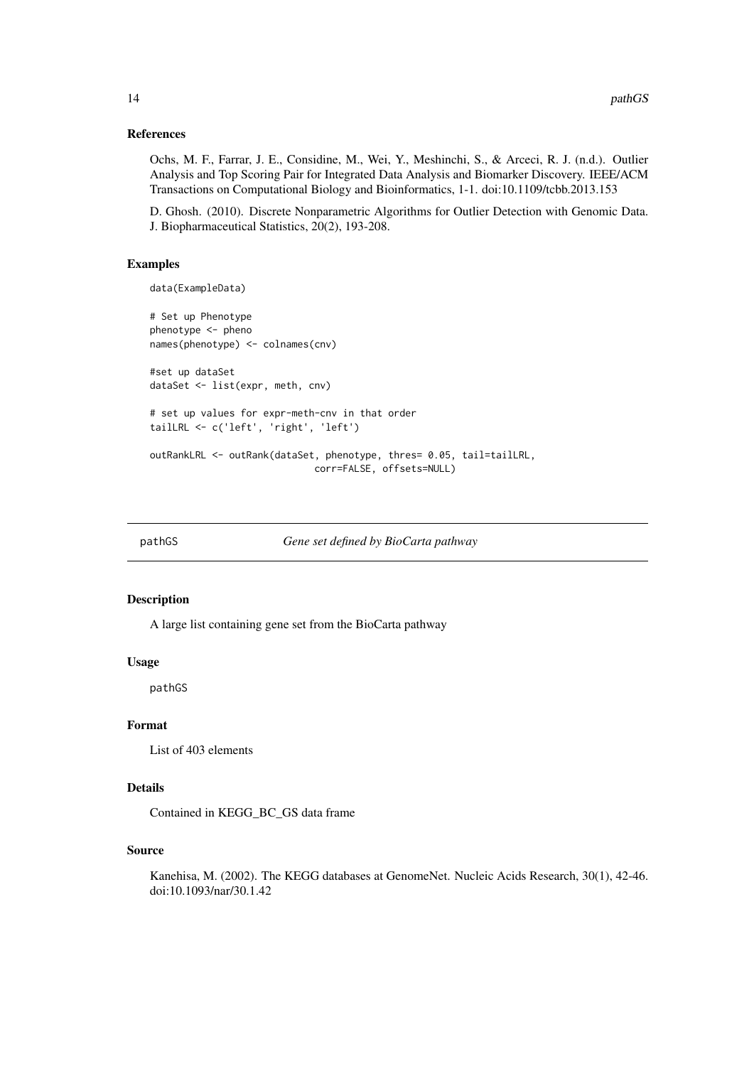### References

Ochs, M. F., Farrar, J. E., Considine, M., Wei, Y., Meshinchi, S., & Arceci, R. J. (n.d.). Outlier Analysis and Top Scoring Pair for Integrated Data Analysis and Biomarker Discovery. IEEE/ACM Transactions on Computational Biology and Bioinformatics, 1-1. doi:10.1109/tcbb.2013.153

D. Ghosh. (2010). Discrete Nonparametric Algorithms for Outlier Detection with Genomic Data. J. Biopharmaceutical Statistics, 20(2), 193-208.

### Examples

```
data(ExampleData)

# Set up Phenotype
phenotype <- pheno
names(phenotype) <- colnames(cnv)

#set up dataSet
dataSet <- list(expr, meth, cnv)

# set up values for expr-meth-cnv in that order
tailLRL <- c('left', 'right', 'left')

outRankLRL <- outRank(dataSet, phenotype, thres= 0.05, tail=tailLRL,
                             corr=FALSE, offsets=NULL)
```

## pathGS &nbsp;&nbsp;&nbsp;&nbsp; *Gene set defined by BioCarta pathway*

### Description

A large list containing gene set from the BioCarta pathway

### Usage

```
pathGS
```

### Format

List of 403 elements

### Details

Contained in KEGG_BC_GS data frame

### Source

Kanehisa, M. (2002). The KEGG databases at GenomeNet. Nucleic Acids Research, 30(1), 42-46. doi:10.1093/nar/30.1.42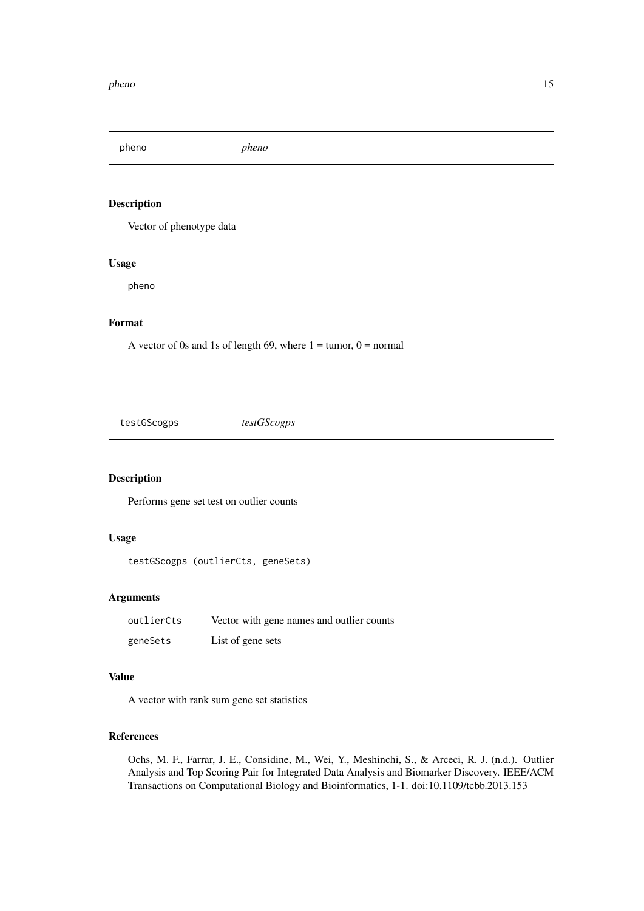## pheno *pheno*

### Description

Vector of phenotype data

### Usage

```
pheno
```

### Format

A vector of 0s and 1s of length 69, where 1 = tumor, 0 = normal

## testGScogps *testGScogps*

### Description

Performs gene set test on outlier counts

### Usage

```
testGScogps (outlierCts, geneSets)
```

### Arguments

| | |
|---|---|
| `outlierCts` | Vector with gene names and outlier counts |
| `geneSets` | List of gene sets |

### Value

A vector with rank sum gene set statistics

### References

Ochs, M. F., Farrar, J. E., Considine, M., Wei, Y., Meshinchi, S., & Arceci, R. J. (n.d.). Outlier Analysis and Top Scoring Pair for Integrated Data Analysis and Biomarker Discovery. IEEE/ACM Transactions on Computational Biology and Bioinformatics, 1-1. doi:10.1109/tcbb.2013.153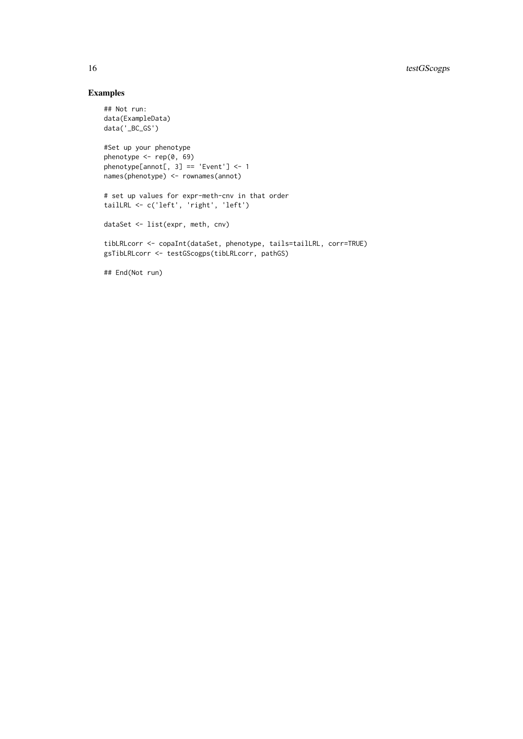## Examples

```
## Not run:
data(ExampleData)
data('_BC_GS')

#Set up your phenotype
phenotype <- rep(0, 69)
phenotype[annot[, 3] == 'Event'] <- 1
names(phenotype) <- rownames(annot)

# set up values for expr-meth-cnv in that order
tailLRL <- c('left', 'right', 'left')

dataSet <- list(expr, meth, cnv)

tibLRLcorr <- copaInt(dataSet, phenotype, tails=tailLRL, corr=TRUE)
gsTibLRLcorr <- testGScogps(tibLRLcorr, pathGS)

## End(Not run)
```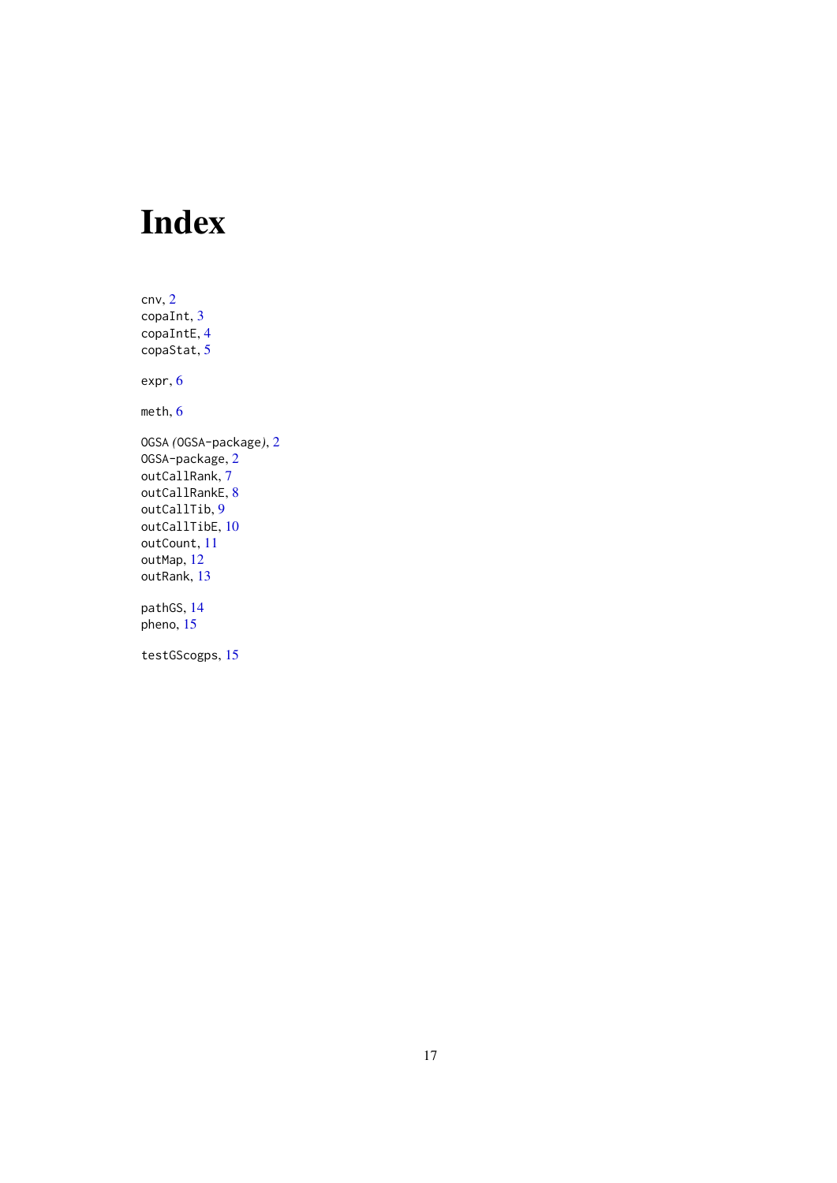# Index

cnv, 2
copaInt, 3
copaIntE, 4
copaStat, 5

expr, 6

meth, 6

OGSA *(*OGSA-package*)*, 2
OGSA-package, 2
outCallRank, 7
outCallRankE, 8
outCallTib, 9
outCallTibE, 10
outCount, 11
outMap, 12
outRank, 13

pathGS, 14
pheno, 15

testGScogps, 15